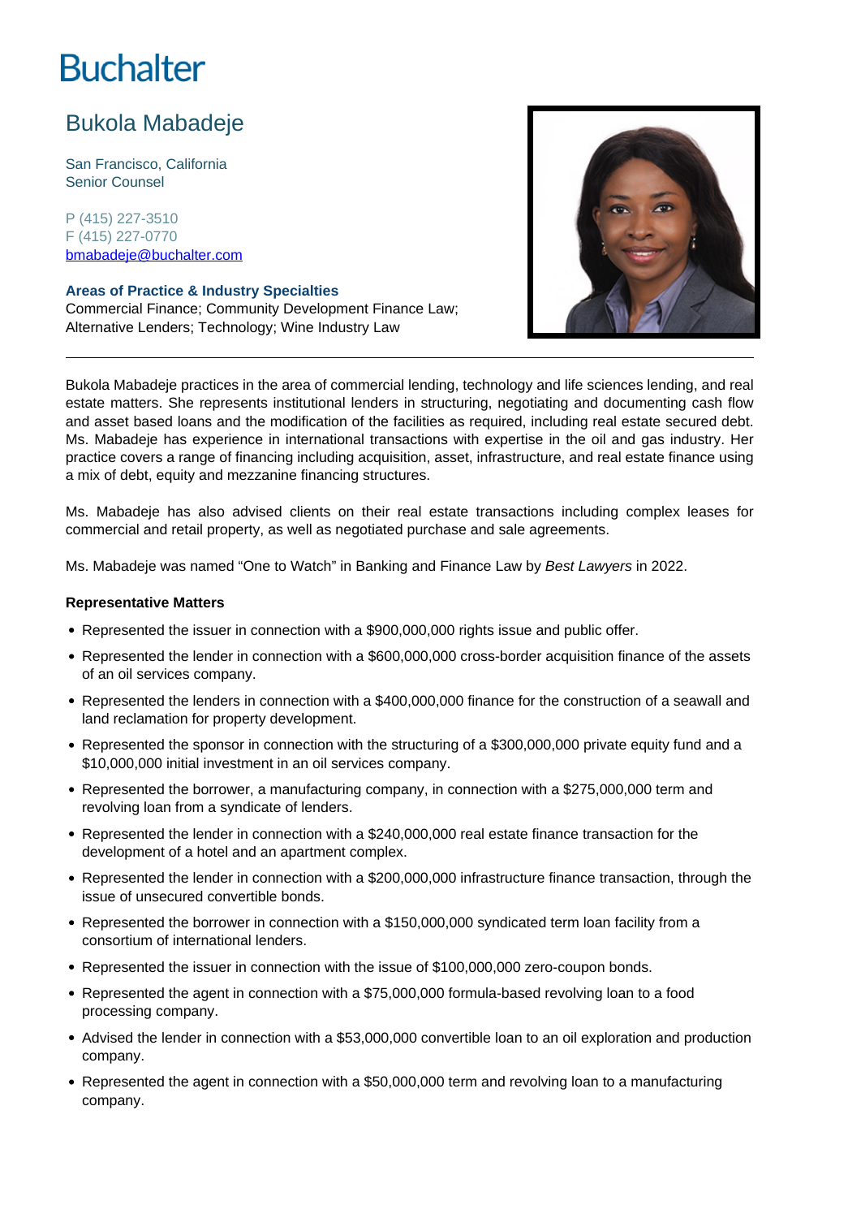# Buchalter

## Bukola Mabadeje

San Francisco, California
Senior Counsel

P (415) 227-3510
F (415) 227-0770
bmabadeje@buchalter.com

**Areas of Practice & Industry Specialties**
Commercial Finance; Community Development Finance Law; Alternative Lenders; Technology; Wine Industry Law

---

Bukola Mabadeje practices in the area of commercial lending, technology and life sciences lending, and real estate matters. She represents institutional lenders in structuring, negotiating and documenting cash flow and asset based loans and the modification of the facilities as required, including real estate secured debt. Ms. Mabadeje has experience in international transactions with expertise in the oil and gas industry. Her practice covers a range of financing including acquisition, asset, infrastructure, and real estate finance using a mix of debt, equity and mezzanine financing structures.

Ms. Mabadeje has also advised clients on their real estate transactions including complex leases for commercial and retail property, as well as negotiated purchase and sale agreements.

Ms. Mabadeje was named "One to Watch" in Banking and Finance Law by *Best Lawyers* in 2022.

**Representative Matters**

- Represented the issuer in connection with a $900,000,000 rights issue and public offer.
- Represented the lender in connection with a $600,000,000 cross-border acquisition finance of the assets of an oil services company.
- Represented the lenders in connection with a $400,000,000 finance for the construction of a seawall and land reclamation for property development.
- Represented the sponsor in connection with the structuring of a $300,000,000 private equity fund and a $10,000,000 initial investment in an oil services company.
- Represented the borrower, a manufacturing company, in connection with a $275,000,000 term and revolving loan from a syndicate of lenders.
- Represented the lender in connection with a $240,000,000 real estate finance transaction for the development of a hotel and an apartment complex.
- Represented the lender in connection with a $200,000,000 infrastructure finance transaction, through the issue of unsecured convertible bonds.
- Represented the borrower in connection with a $150,000,000 syndicated term loan facility from a consortium of international lenders.
- Represented the issuer in connection with the issue of $100,000,000 zero-coupon bonds.
- Represented the agent in connection with a $75,000,000 formula-based revolving loan to a food processing company.
- Advised the lender in connection with a $53,000,000 convertible loan to an oil exploration and production company.
- Represented the agent in connection with a $50,000,000 term and revolving loan to a manufacturing company.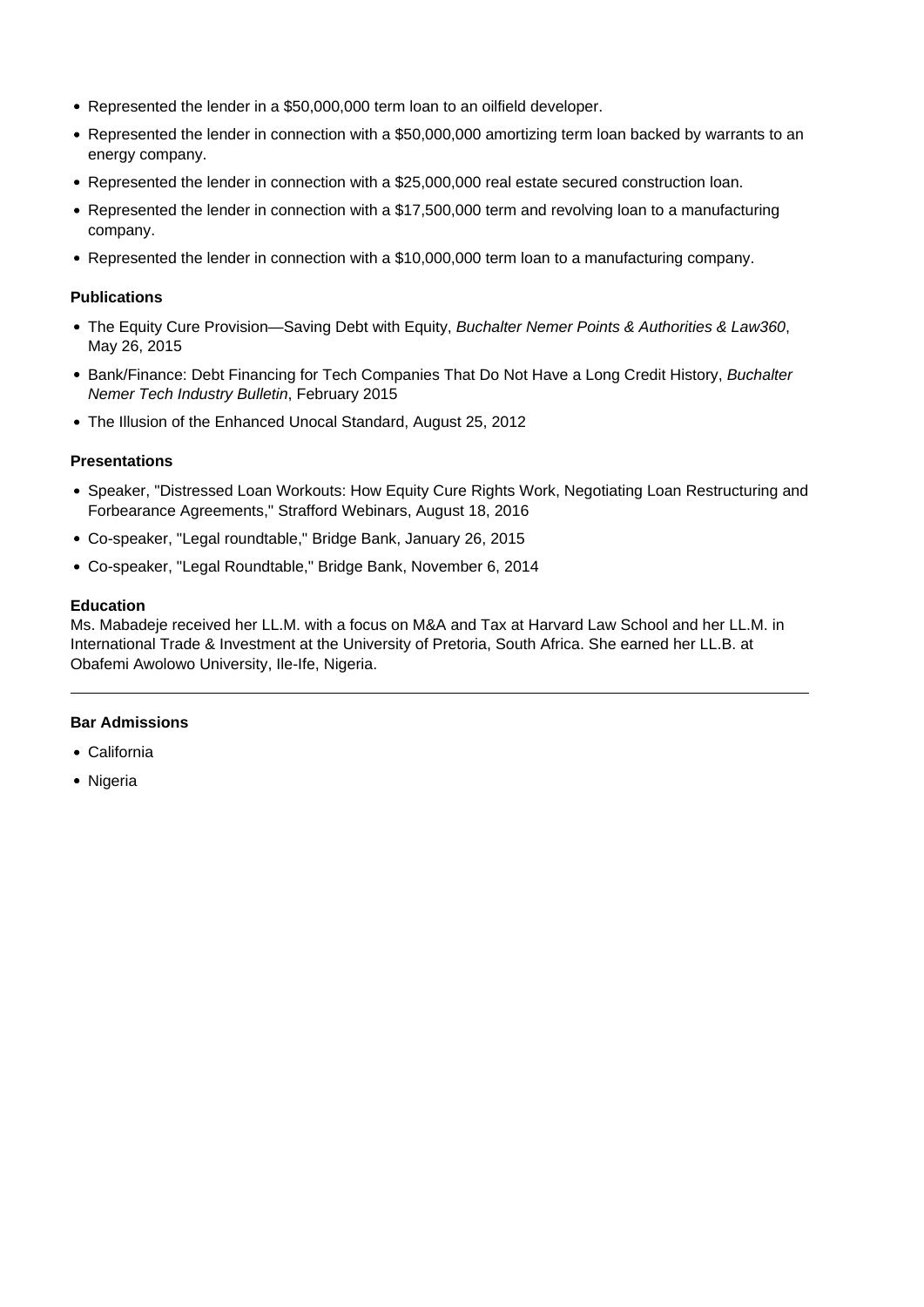- Represented the lender in a $50,000,000 term loan to an oilfield developer.
- Represented the lender in connection with a $50,000,000 amortizing term loan backed by warrants to an energy company.
- Represented the lender in connection with a $25,000,000 real estate secured construction loan.
- Represented the lender in connection with a $17,500,000 term and revolving loan to a manufacturing company.
- Represented the lender in connection with a $10,000,000 term loan to a manufacturing company.

**Publications**

- The Equity Cure Provision—Saving Debt with Equity, *Buchalter Nemer Points & Authorities & Law360*, May 26, 2015
- Bank/Finance: Debt Financing for Tech Companies That Do Not Have a Long Credit History, *Buchalter Nemer Tech Industry Bulletin*, February 2015
- The Illusion of the Enhanced Unocal Standard, August 25, 2012

**Presentations**

- Speaker, "Distressed Loan Workouts: How Equity Cure Rights Work, Negotiating Loan Restructuring and Forbearance Agreements," Strafford Webinars, August 18, 2016
- Co-speaker, "Legal roundtable," Bridge Bank, January 26, 2015
- Co-speaker, "Legal Roundtable," Bridge Bank, November 6, 2014

**Education**

Ms. Mabadeje received her LL.M. with a focus on M&A and Tax at Harvard Law School and her LL.M. in International Trade & Investment at the University of Pretoria, South Africa. She earned her LL.B. at Obafemi Awolowo University, Ile-Ife, Nigeria.

---

**Bar Admissions**

- California
- Nigeria